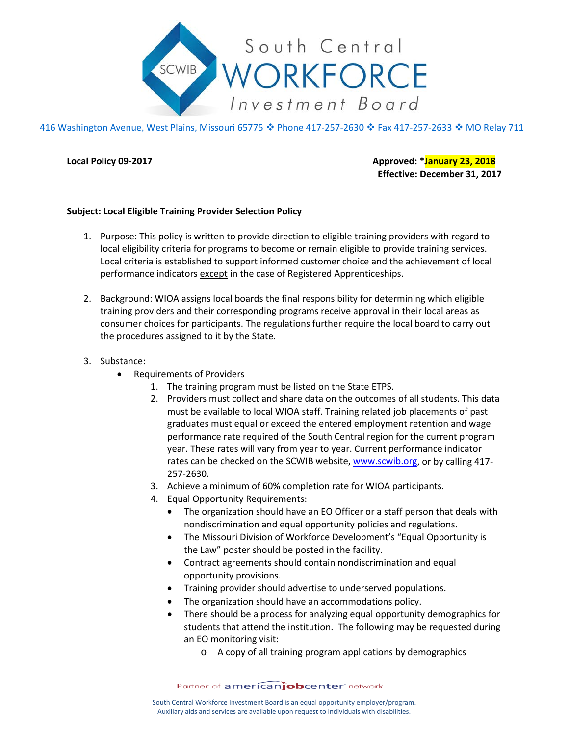# South Central WORKFORCE Investment Board

416 Washington Avenue, West Plains, Missouri 65775 ❖ Phone 417-257-2630 ❖ Fax 417-257-2633 ❖ MO Relay 711

**Local Policy 09-2017** **Approved: *January 23, 2018**
**Effective: December 31, 2017**

**Subject: Local Eligible Training Provider Selection Policy**

1. Purpose: This policy is written to provide direction to eligible training providers with regard to local eligibility criteria for programs to become or remain eligible to provide training services. Local criteria is established to support informed customer choice and the achievement of local performance indicators except in the case of Registered Apprenticeships.

2. Background: WIOA assigns local boards the final responsibility for determining which eligible training providers and their corresponding programs receive approval in their local areas as consumer choices for participants. The regulations further require the local board to carry out the procedures assigned to it by the State.

3. Substance:
   - Requirements of Providers
     1. The training program must be listed on the State ETPS.
     2. Providers must collect and share data on the outcomes of all students. This data must be available to local WIOA staff. Training related job placements of past graduates must equal or exceed the entered employment retention and wage performance rate required of the South Central region for the current program year. These rates will vary from year to year. Current performance indicator rates can be checked on the SCWIB website, www.scwib.org, or by calling 417-257-2630.
     3. Achieve a minimum of 60% completion rate for WIOA participants.
     4. Equal Opportunity Requirements:
        - The organization should have an EO Officer or a staff person that deals with nondiscrimination and equal opportunity policies and regulations.
        - The Missouri Division of Workforce Development's "Equal Opportunity is the Law" poster should be posted in the facility.
        - Contract agreements should contain nondiscrimination and equal opportunity provisions.
        - Training provider should advertise to underserved populations.
        - The organization should have an accommodations policy.
        - There should be a process for analyzing equal opportunity demographics for students that attend the institution. The following may be requested during an EO monitoring visit:
          - A copy of all training program applications by demographics

Partner of americanjobcenter network

South Central Workforce Investment Board is an equal opportunity employer/program.
Auxiliary aids and services are available upon request to individuals with disabilities.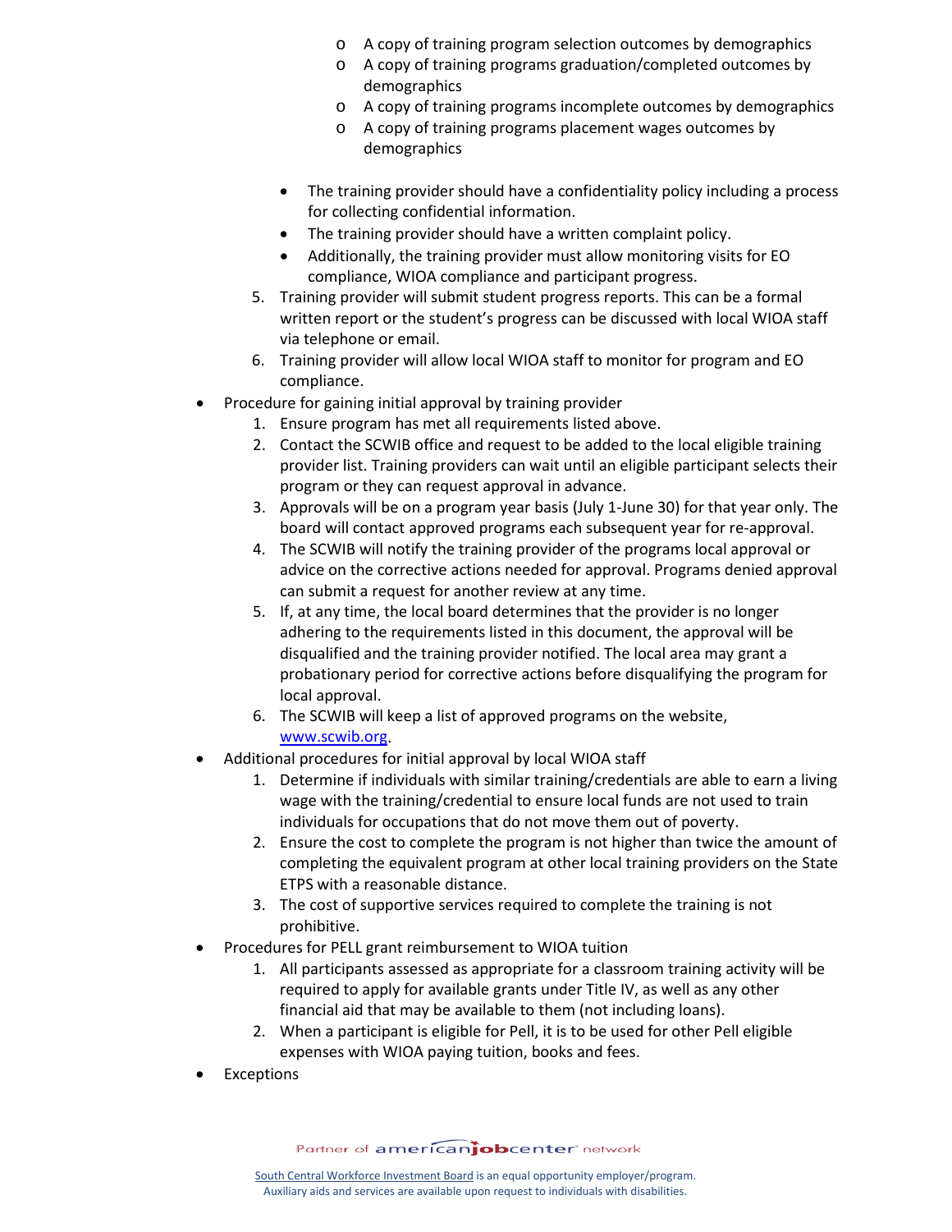- A copy of training program selection outcomes by demographics
    - A copy of training programs graduation/completed outcomes by demographics
    - A copy of training programs incomplete outcomes by demographics
    - A copy of training programs placement wages outcomes by demographics

  - The training provider should have a confidentiality policy including a process for collecting confidential information.
  - The training provider should have a written complaint policy.
  - Additionally, the training provider must allow monitoring visits for EO compliance, WIOA compliance and participant progress.

  5. Training provider will submit student progress reports. This can be a formal written report or the student's progress can be discussed with local WIOA staff via telephone or email.
  6. Training provider will allow local WIOA staff to monitor for program and EO compliance.

- Procedure for gaining initial approval by training provider
  1. Ensure program has met all requirements listed above.
  2. Contact the SCWIB office and request to be added to the local eligible training provider list. Training providers can wait until an eligible participant selects their program or they can request approval in advance.
  3. Approvals will be on a program year basis (July 1-June 30) for that year only. The board will contact approved programs each subsequent year for re-approval.
  4. The SCWIB will notify the training provider of the programs local approval or advice on the corrective actions needed for approval. Programs denied approval can submit a request for another review at any time.
  5. If, at any time, the local board determines that the provider is no longer adhering to the requirements listed in this document, the approval will be disqualified and the training provider notified. The local area may grant a probationary period for corrective actions before disqualifying the program for local approval.
  6. The SCWIB will keep a list of approved programs on the website, [www.scwib.org](http://www.scwib.org).
- Additional procedures for initial approval by local WIOA staff
  1. Determine if individuals with similar training/credentials are able to earn a living wage with the training/credential to ensure local funds are not used to train individuals for occupations that do not move them out of poverty.
  2. Ensure the cost to complete the program is not higher than twice the amount of completing the equivalent program at other local training providers on the State ETPS with a reasonable distance.
  3. The cost of supportive services required to complete the training is not prohibitive.
- Procedures for PELL grant reimbursement to WIOA tuition
  1. All participants assessed as appropriate for a classroom training activity will be required to apply for available grants under Title IV, as well as any other financial aid that may be available to them (not including loans).
  2. When a participant is eligible for Pell, it is to be used for other Pell eligible expenses with WIOA paying tuition, books and fees.
- Exceptions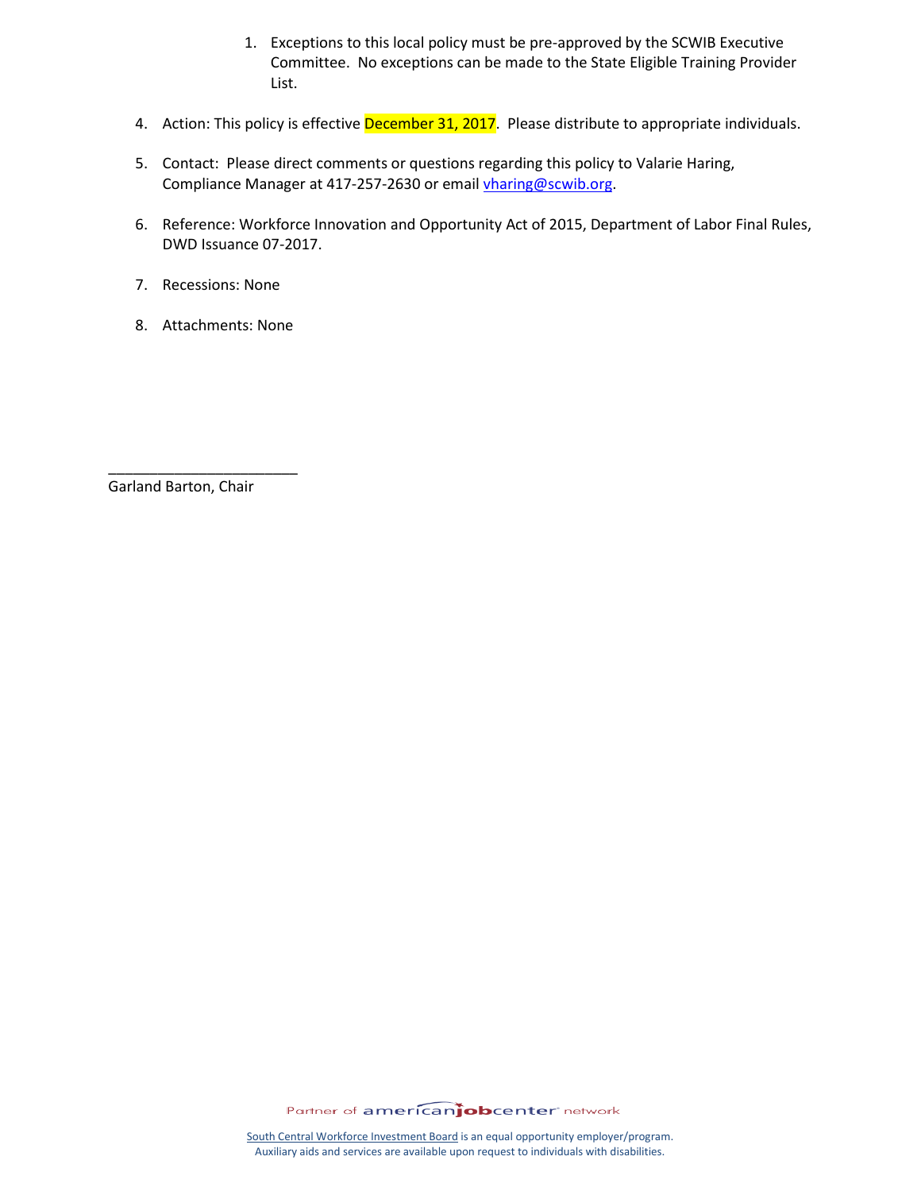1. Exceptions to this local policy must be pre-approved by the SCWIB Executive Committee. No exceptions can be made to the State Eligible Training Provider List.

4. Action: This policy is effective December 31, 2017. Please distribute to appropriate individuals.

5. Contact: Please direct comments or questions regarding this policy to Valarie Haring, Compliance Manager at 417-257-2630 or email vharing@scwib.org.

6. Reference: Workforce Innovation and Opportunity Act of 2015, Department of Labor Final Rules, DWD Issuance 07-2017.

7. Recessions: None

8. Attachments: None

_______________________
Garland Barton, Chair

Partner of americanjobcenter network

South Central Workforce Investment Board is an equal opportunity employer/program.
Auxiliary aids and services are available upon request to individuals with disabilities.